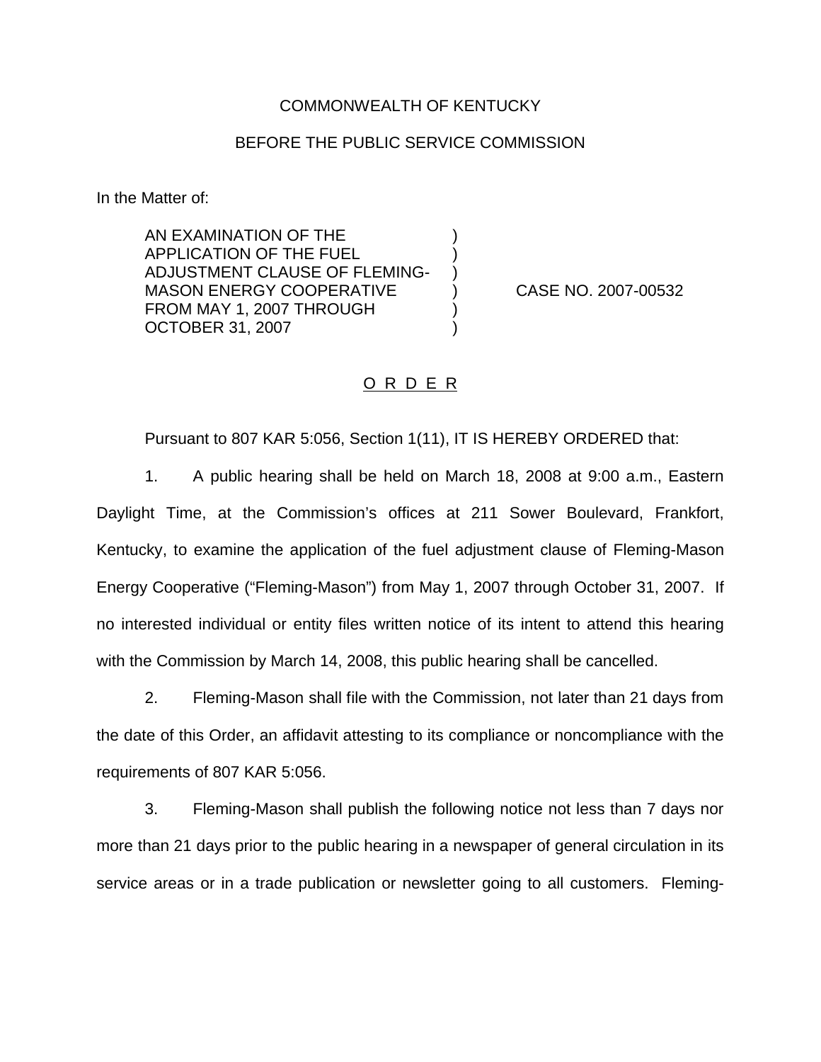COMMONWEALTH OF KENTUCKY

BEFORE THE PUBLIC SERVICE COMMISSION

In the Matter of:

| | | |
|---|---|---|
| AN EXAMINATION OF THE APPLICATION OF THE FUEL ADJUSTMENT CLAUSE OF FLEMING-MASON ENERGY COOPERATIVE FROM MAY 1, 2007 THROUGH OCTOBER 31, 2007 | ) | CASE NO. 2007-00532 |

O R D E R

Pursuant to 807 KAR 5:056, Section 1(11), IT IS HEREBY ORDERED that:

1. A public hearing shall be held on March 18, 2008 at 9:00 a.m., Eastern Daylight Time, at the Commission's offices at 211 Sower Boulevard, Frankfort, Kentucky, to examine the application of the fuel adjustment clause of Fleming-Mason Energy Cooperative ("Fleming-Mason") from May 1, 2007 through October 31, 2007. If no interested individual or entity files written notice of its intent to attend this hearing with the Commission by March 14, 2008, this public hearing shall be cancelled.

2. Fleming-Mason shall file with the Commission, not later than 21 days from the date of this Order, an affidavit attesting to its compliance or noncompliance with the requirements of 807 KAR 5:056.

3. Fleming-Mason shall publish the following notice not less than 7 days nor more than 21 days prior to the public hearing in a newspaper of general circulation in its service areas or in a trade publication or newsletter going to all customers. Fleming-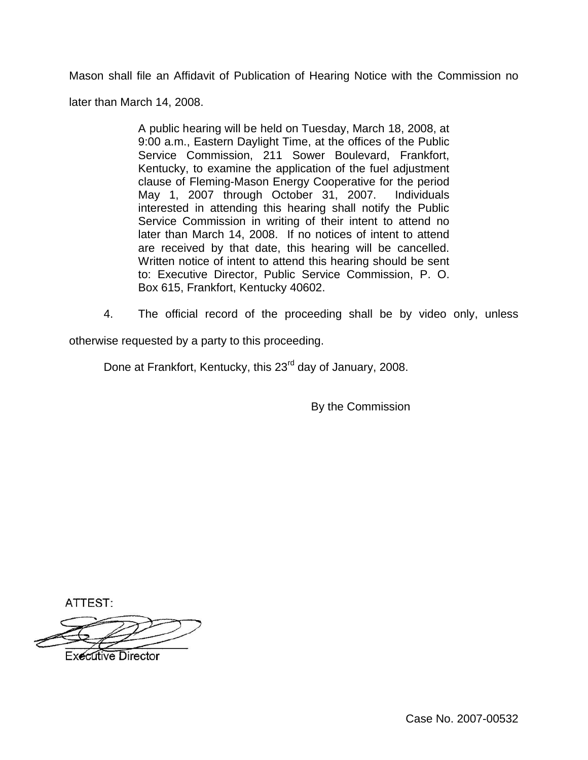Mason shall file an Affidavit of Publication of Hearing Notice with the Commission no later than March 14, 2008.

> A public hearing will be held on Tuesday, March 18, 2008, at 9:00 a.m., Eastern Daylight Time, at the offices of the Public Service Commission, 211 Sower Boulevard, Frankfort, Kentucky, to examine the application of the fuel adjustment clause of Fleming-Mason Energy Cooperative for the period May 1, 2007 through October 31, 2007. Individuals interested in attending this hearing shall notify the Public Service Commission in writing of their intent to attend no later than March 14, 2008. If no notices of intent to attend are received by that date, this hearing will be cancelled. Written notice of intent to attend this hearing should be sent to: Executive Director, Public Service Commission, P. O. Box 615, Frankfort, Kentucky 40602.

4. The official record of the proceeding shall be by video only, unless otherwise requested by a party to this proceeding.

Done at Frankfort, Kentucky, this 23rd day of January, 2008.

By the Commission

ATTEST:

Executive Director

Case No. 2007-00532